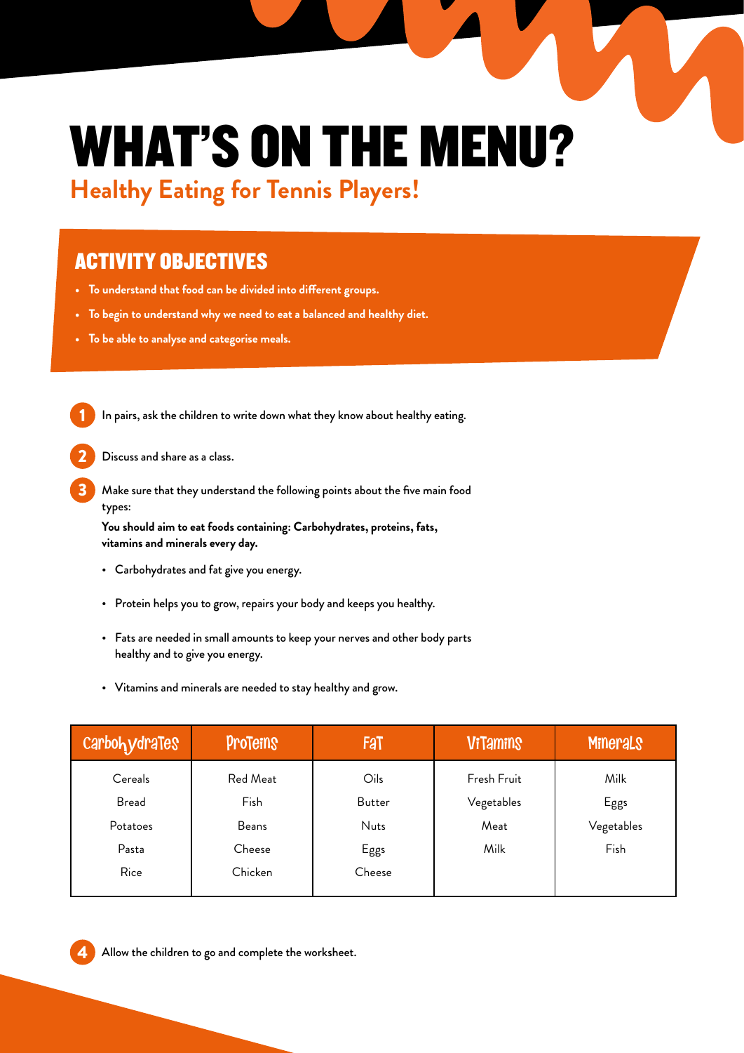# WHAT'S ON THE MENU?

## Healthy Eating for Tennis Players!

### ACTIVITY OBJECTIVES

- **To understand that food can be divided into different groups.**
- **To begin to understand why we need to eat a balanced and healthy diet.**
- **To be able to analyse and categorise meals.**

1. In pairs, ask the children to write down what they know about healthy eating.
2. Discuss and share as a class.
3. Make sure that they understand the following points about the five main food types:

   **You should aim to eat foods containing: Carbohydrates, proteins, fats, vitamins and minerals every day.**

   - Carbohydrates and fat give you energy.
   - Protein helps you to grow, repairs your body and keeps you healthy.
   - Fats are needed in small amounts to keep your nerves and other body parts healthy and to give you energy.
   - Vitamins and minerals are needed to stay healthy and grow.

| Carbohydrates | Proteins | Fat | Vitamins | Minerals |
|---|---|---|---|---|
| Cereals | Red Meat | Oils | Fresh Fruit | Milk |
| Bread | Fish | Butter | Vegetables | Eggs |
| Potatoes | Beans | Nuts | Meat | Vegetables |
| Pasta | Cheese | Eggs | Milk | Fish |
| Rice | Chicken | Cheese | | |

4. Allow the children to go and complete the worksheet.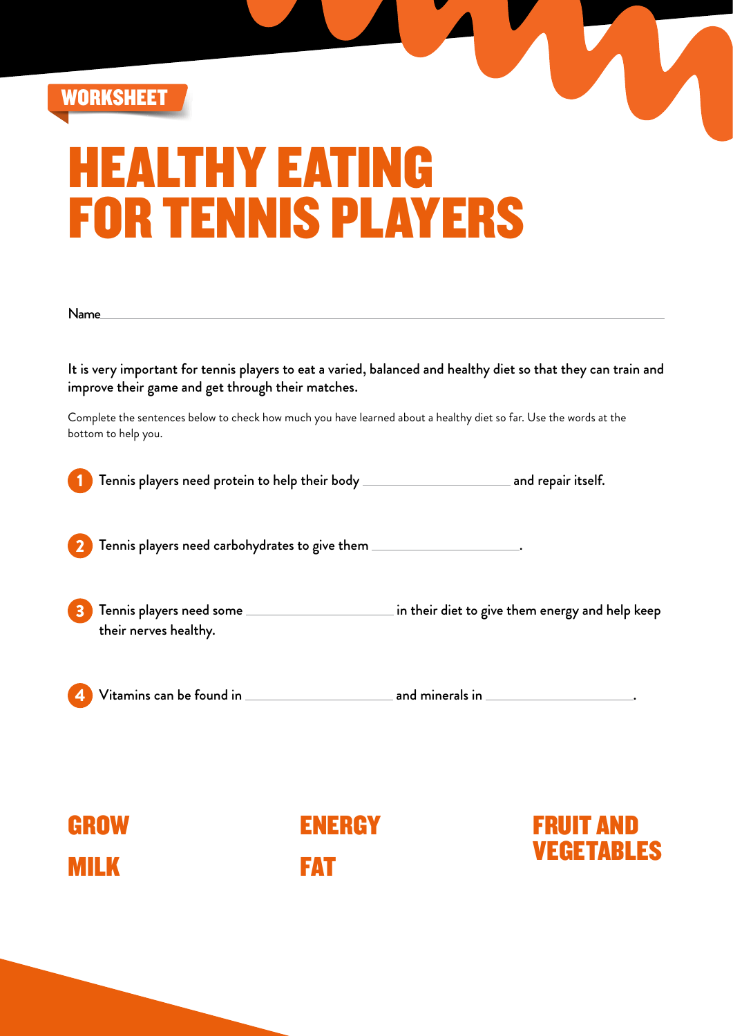WORKSHEET

# HEALTHY EATING FOR TENNIS PLAYERS

Name\_\_\_\_\_\_\_\_\_\_\_\_\_\_\_\_\_\_\_\_\_\_\_\_\_\_\_\_\_\_\_\_\_\_\_\_\_\_\_\_

It is very important for tennis players to eat a varied, balanced and healthy diet so that they can train and improve their game and get through their matches.

Complete the sentences below to check how much you have learned about a healthy diet so far. Use the words at the bottom to help you.

1. Tennis players need protein to help their body \_\_\_\_\_\_\_\_\_\_\_\_\_\_\_\_\_\_\_\_ and repair itself.

2. Tennis players need carbohydrates to give them \_\_\_\_\_\_\_\_\_\_\_\_\_\_\_\_\_\_\_\_.

3. Tennis players need some \_\_\_\_\_\_\_\_\_\_\_\_\_\_\_\_\_\_\_\_ in their diet to give them energy and help keep their nerves healthy.

4. Vitamins can be found in \_\_\_\_\_\_\_\_\_\_\_\_\_\_\_\_\_\_\_\_ and minerals in \_\_\_\_\_\_\_\_\_\_\_\_\_\_\_\_\_\_\_\_.

**GROW**

**MILK**

**ENERGY**

**FAT**

**FRUIT AND VEGETABLES**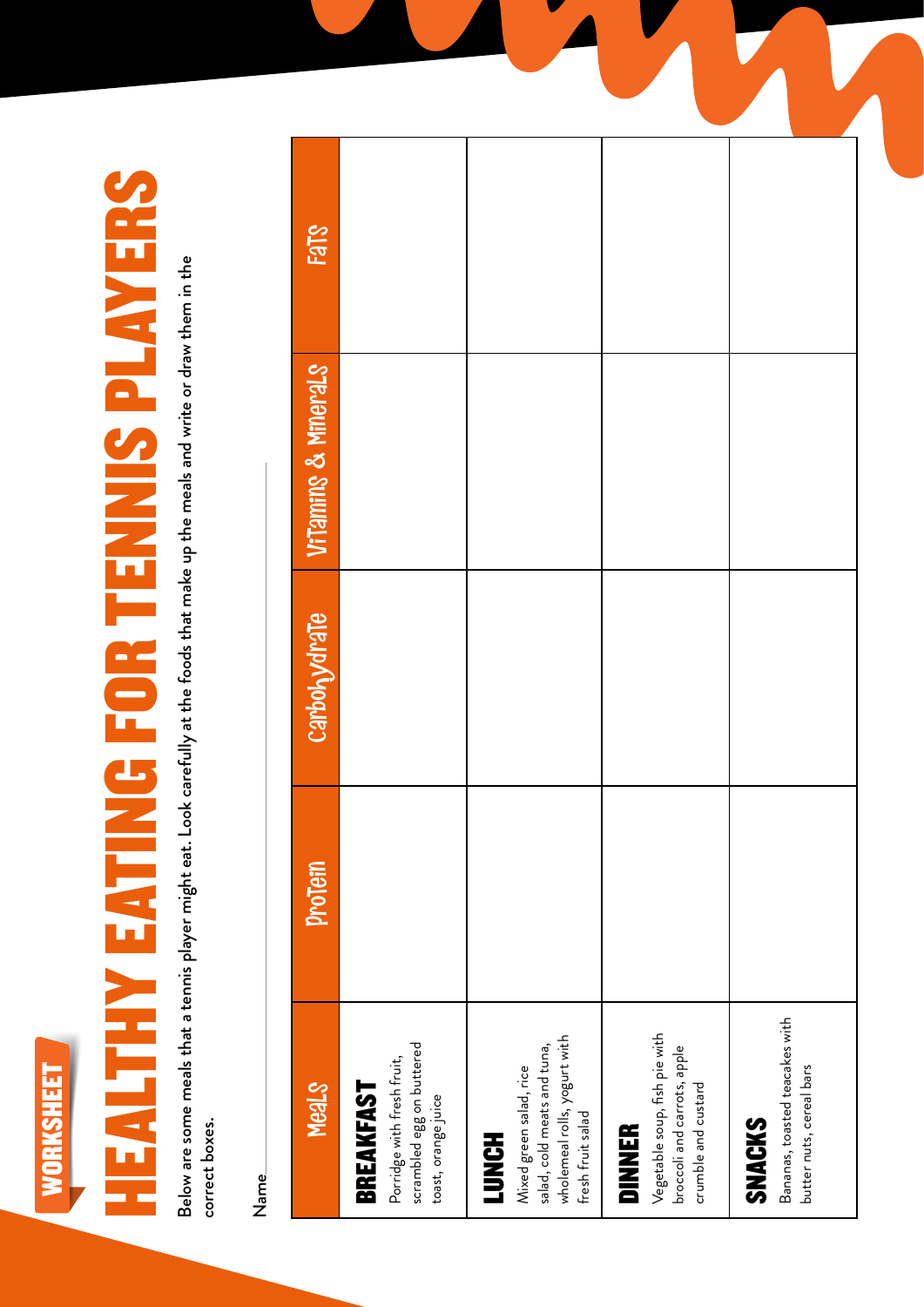WORKSHEET

# HEALTHY EATING FOR TENNIS PLAYERS

**Below are some meals that a tennis player might eat. Look carefully at the foods that make up the meals and write or draw them in the correct boxes.**

Name ______________________________

| Meals | Protein | Carbohydrate | Vitamins & Minerals | Fats |
|---|---|---|---|---|
| **BREAKFAST** Porridge with fresh fruit, scrambled egg on buttered toast, orange juice | | | | |
| **LUNCH** Mixed green salad, rice salad, cold meats and tuna, wholemeal rolls, yogurt with fresh fruit salad | | | | |
| **DINNER** Vegetable soup, fish pie with broccoli and carrots, apple crumble and custard | | | | |
| **SNACKS** Bananas, toasted teacakes with butter nuts, cereal bars | | | | |